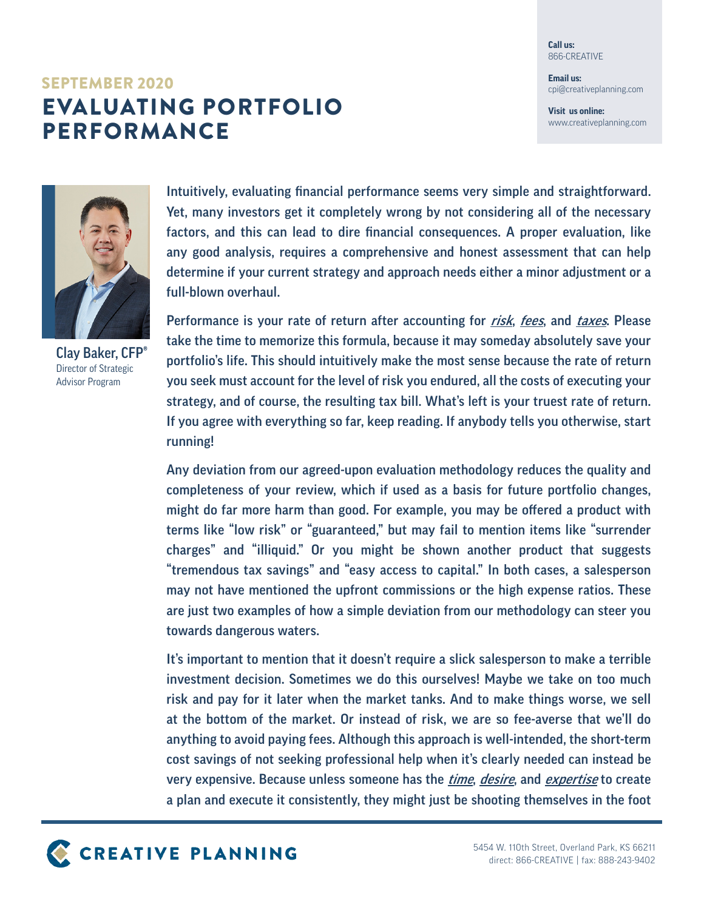Call us:
866-CREATIVE

Email us:
cpi@creativeplanning.com

Visit us online:
www.creativeplanning.com

## SEPTEMBER 2020

# EVALUATING PORTFOLIO PERFORMANCE

**Clay Baker, CFP®**
Director of Strategic Advisor Program

**Intuitively, evaluating financial performance seems very simple and straightforward. Yet, many investors get it completely wrong by not considering all of the necessary factors, and this can lead to dire financial consequences. A proper evaluation, like any good analysis, requires a comprehensive and honest assessment that can help determine if your current strategy and approach needs either a minor adjustment or a full-blown overhaul.**

**Performance is your rate of return after accounting for *risk*, *fees*, and *taxes*. Please take the time to memorize this formula, because it may someday absolutely save your portfolio's life. This should intuitively make the most sense because the rate of return you seek must account for the level of risk you endured, all the costs of executing your strategy, and of course, the resulting tax bill. What's left is your truest rate of return. If you agree with everything so far, keep reading. If anybody tells you otherwise, start running!**

**Any deviation from our agreed-upon evaluation methodology reduces the quality and completeness of your review, which if used as a basis for future portfolio changes, might do far more harm than good. For example, you may be offered a product with terms like "low risk" or "guaranteed," but may fail to mention items like "surrender charges" and "illiquid." Or you might be shown another product that suggests "tremendous tax savings" and "easy access to capital." In both cases, a salesperson may not have mentioned the upfront commissions or the high expense ratios. These are just two examples of how a simple deviation from our methodology can steer you towards dangerous waters.**

**It's important to mention that it doesn't require a slick salesperson to make a terrible investment decision. Sometimes we do this ourselves! Maybe we take on too much risk and pay for it later when the market tanks. And to make things worse, we sell at the bottom of the market. Or instead of risk, we are so fee-averse that we'll do anything to avoid paying fees. Although this approach is well-intended, the short-term cost savings of not seeking professional help when it's clearly needed can instead be very expensive. Because unless someone has the *time*, *desire*, and *expertise* to create a plan and execute it consistently, they might just be shooting themselves in the foot**

CREATIVE PLANNING

5454 W. 110th Street, Overland Park, KS 66211
direct: 866-CREATIVE | fax: 888-243-9402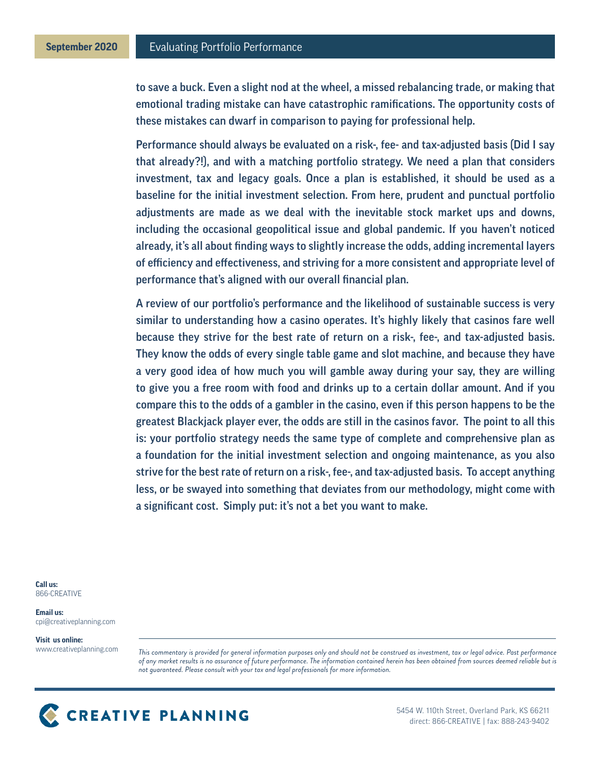to save a buck. Even a slight nod at the wheel, a missed rebalancing trade, or making that emotional trading mistake can have catastrophic ramifications. The opportunity costs of these mistakes can dwarf in comparison to paying for professional help.

Performance should always be evaluated on a risk-, fee- and tax-adjusted basis (Did I say that already?!), and with a matching portfolio strategy. We need a plan that considers investment, tax and legacy goals. Once a plan is established, it should be used as a baseline for the initial investment selection. From here, prudent and punctual portfolio adjustments are made as we deal with the inevitable stock market ups and downs, including the occasional geopolitical issue and global pandemic. If you haven't noticed already, it's all about finding ways to slightly increase the odds, adding incremental layers of efficiency and effectiveness, and striving for a more consistent and appropriate level of performance that's aligned with our overall financial plan.

A review of our portfolio's performance and the likelihood of sustainable success is very similar to understanding how a casino operates. It's highly likely that casinos fare well because they strive for the best rate of return on a risk-, fee-, and tax-adjusted basis. They know the odds of every single table game and slot machine, and because they have a very good idea of how much you will gamble away during your say, they are willing to give you a free room with food and drinks up to a certain dollar amount. And if you compare this to the odds of a gambler in the casino, even if this person happens to be the greatest Blackjack player ever, the odds are still in the casinos favor. The point to all this is: your portfolio strategy needs the same type of complete and comprehensive plan as a foundation for the initial investment selection and ongoing maintenance, as you also strive for the best rate of return on a risk-, fee-, and tax-adjusted basis. To accept anything less, or be swayed into something that deviates from our methodology, might come with a significant cost. Simply put: it's not a bet you want to make.

**Call us:**
866-CREATIVE

**Email us:**
cpi@creativeplanning.com

**Visit us online:**
www.creativeplanning.com

*This commentary is provided for general information purposes only and should not be construed as investment, tax or legal advice. Past performance of any market results is no assurance of future performance. The information contained herein has been obtained from sources deemed reliable but is not guaranteed. Please consult with your tax and legal professionals for more information.*

CREATIVE PLANNING

5454 W. 110th Street, Overland Park, KS 66211
direct: 866-CREATIVE | fax: 888-243-9402